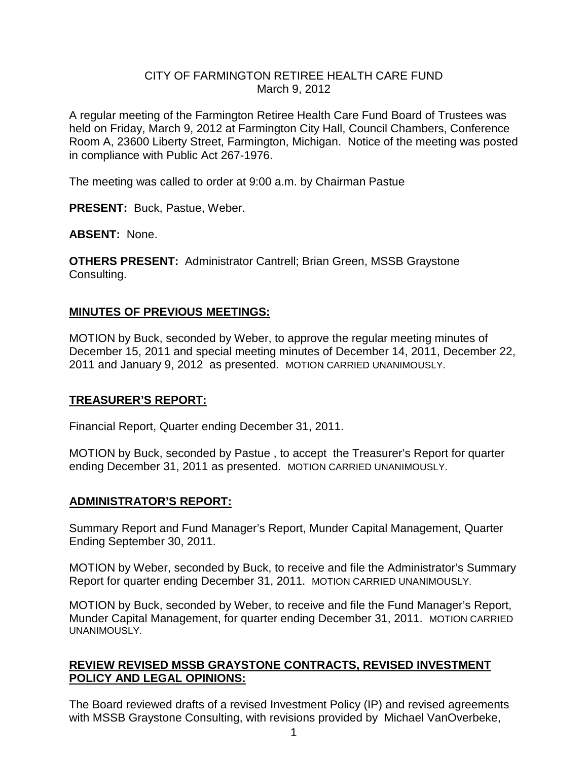# CITY OF FARMINGTON RETIREE HEALTH CARE FUND

March 9, 2012

A regular meeting of the Farmington Retiree Health Care Fund Board of Trustees was held on Friday, March 9, 2012 at Farmington City Hall, Council Chambers, Conference Room A, 23600 Liberty Street, Farmington, Michigan. Notice of the meeting was posted in compliance with Public Act 267-1976.

The meeting was called to order at 9:00 a.m. by Chairman Pastue

**PRESENT:** Buck, Pastue, Weber.

**ABSENT:** None.

**OTHERS PRESENT:** Administrator Cantrell; Brian Green, MSSB Graystone Consulting.

## MINUTES OF PREVIOUS MEETINGS:

MOTION by Buck, seconded by Weber, to approve the regular meeting minutes of December 15, 2011 and special meeting minutes of December 14, 2011, December 22, 2011 and January 9, 2012 as presented. MOTION CARRIED UNANIMOUSLY.

## TREASURER'S REPORT:

Financial Report, Quarter ending December 31, 2011.

MOTION by Buck, seconded by Pastue , to accept the Treasurer's Report for quarter ending December 31, 2011 as presented. MOTION CARRIED UNANIMOUSLY.

## ADMINISTRATOR'S REPORT:

Summary Report and Fund Manager's Report, Munder Capital Management, Quarter Ending September 30, 2011.

MOTION by Weber, seconded by Buck, to receive and file the Administrator's Summary Report for quarter ending December 31, 2011. MOTION CARRIED UNANIMOUSLY.

MOTION by Buck, seconded by Weber, to receive and file the Fund Manager's Report, Munder Capital Management, for quarter ending December 31, 2011. MOTION CARRIED UNANIMOUSLY.

## REVIEW REVISED MSSB GRAYSTONE CONTRACTS, REVISED INVESTMENT POLICY AND LEGAL OPINIONS:

The Board reviewed drafts of a revised Investment Policy (IP) and revised agreements with MSSB Graystone Consulting, with revisions provided by Michael VanOverbeke,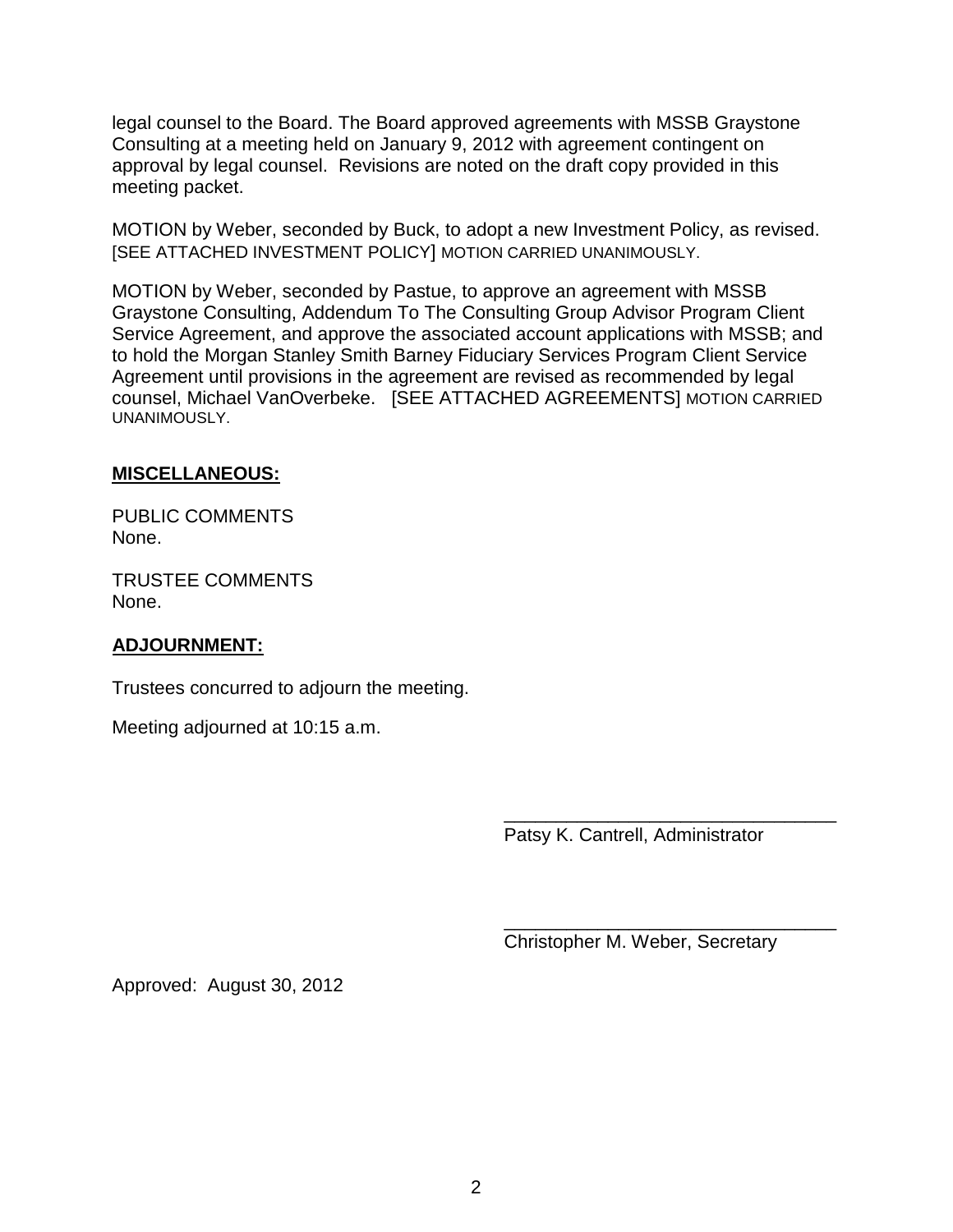legal counsel to the Board. The Board approved agreements with MSSB Graystone Consulting at a meeting held on January 9, 2012 with agreement contingent on approval by legal counsel. Revisions are noted on the draft copy provided in this meeting packet.

MOTION by Weber, seconded by Buck, to adopt a new Investment Policy, as revised. [SEE ATTACHED INVESTMENT POLICY] MOTION CARRIED UNANIMOUSLY.

MOTION by Weber, seconded by Pastue, to approve an agreement with MSSB Graystone Consulting, Addendum To The Consulting Group Advisor Program Client Service Agreement, and approve the associated account applications with MSSB; and to hold the Morgan Stanley Smith Barney Fiduciary Services Program Client Service Agreement until provisions in the agreement are revised as recommended by legal counsel, Michael VanOverbeke. [SEE ATTACHED AGREEMENTS] MOTION CARRIED UNANIMOUSLY.

**MISCELLANEOUS:**

PUBLIC COMMENTS
None.

TRUSTEE COMMENTS
None.

**ADJOURNMENT:**

Trustees concurred to adjourn the meeting.

Meeting adjourned at 10:15 a.m.

\_\_\_\_\_\_\_\_\_\_\_\_\_\_\_\_\_\_\_\_\_\_\_\_\_\_\_\_\_\_\_\_
Patsy K. Cantrell, Administrator

\_\_\_\_\_\_\_\_\_\_\_\_\_\_\_\_\_\_\_\_\_\_\_\_\_\_\_\_\_\_\_\_
Christopher M. Weber, Secretary

Approved: August 30, 2012